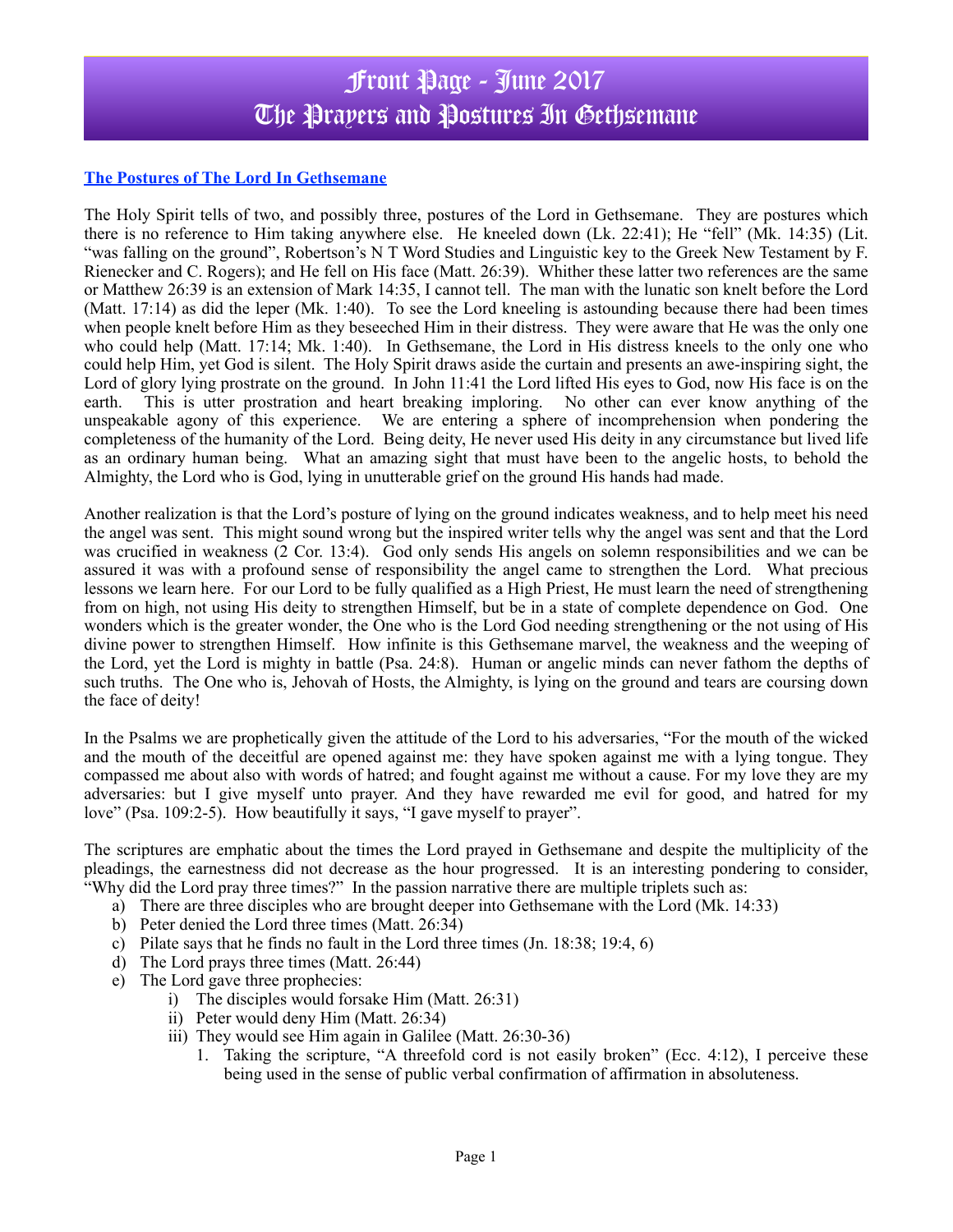# Front Page - June 2017
# The Prayers and Postures In Gethsemane

## The Postures of The Lord In Gethsemane

The Holy Spirit tells of two, and possibly three, postures of the Lord in Gethsemane. They are postures which there is no reference to Him taking anywhere else. He kneeled down (Lk. 22:41); He "fell" (Mk. 14:35) (Lit. "was falling on the ground", Robertson's N T Word Studies and Linguistic key to the Greek New Testament by F. Rienecker and C. Rogers); and He fell on His face (Matt. 26:39). Whither these latter two references are the same or Matthew 26:39 is an extension of Mark 14:35, I cannot tell. The man with the lunatic son knelt before the Lord (Matt. 17:14) as did the leper (Mk. 1:40). To see the Lord kneeling is astounding because there had been times when people knelt before Him as they beseeched Him in their distress. They were aware that He was the only one who could help (Matt. 17:14; Mk. 1:40). In Gethsemane, the Lord in His distress kneels to the only one who could help Him, yet God is silent. The Holy Spirit draws aside the curtain and presents an awe-inspiring sight, the Lord of glory lying prostrate on the ground. In John 11:41 the Lord lifted His eyes to God, now His face is on the earth. This is utter prostration and heart breaking imploring. No other can ever know anything of the unspeakable agony of this experience. We are entering a sphere of incomprehension when pondering the completeness of the humanity of the Lord. Being deity, He never used His deity in any circumstance but lived life as an ordinary human being. What an amazing sight that must have been to the angelic hosts, to behold the Almighty, the Lord who is God, lying in unutterable grief on the ground His hands had made.

Another realization is that the Lord's posture of lying on the ground indicates weakness, and to help meet his need the angel was sent. This might sound wrong but the inspired writer tells why the angel was sent and that the Lord was crucified in weakness (2 Cor. 13:4). God only sends His angels on solemn responsibilities and we can be assured it was with a profound sense of responsibility the angel came to strengthen the Lord. What precious lessons we learn here. For our Lord to be fully qualified as a High Priest, He must learn the need of strengthening from on high, not using His deity to strengthen Himself, but be in a state of complete dependence on God. One wonders which is the greater wonder, the One who is the Lord God needing strengthening or the not using of His divine power to strengthen Himself. How infinite is this Gethsemane marvel, the weakness and the weeping of the Lord, yet the Lord is mighty in battle (Psa. 24:8). Human or angelic minds can never fathom the depths of such truths. The One who is, Jehovah of Hosts, the Almighty, is lying on the ground and tears are coursing down the face of deity!

In the Psalms we are prophetically given the attitude of the Lord to his adversaries, "For the mouth of the wicked and the mouth of the deceitful are opened against me: they have spoken against me with a lying tongue. They compassed me about also with words of hatred; and fought against me without a cause. For my love they are my adversaries: but I give myself unto prayer. And they have rewarded me evil for good, and hatred for my love" (Psa. 109:2-5). How beautifully it says, "I gave myself to prayer".

The scriptures are emphatic about the times the Lord prayed in Gethsemane and despite the multiplicity of the pleadings, the earnestness did not decrease as the hour progressed. It is an interesting pondering to consider, "Why did the Lord pray three times?" In the passion narrative there are multiple triplets such as:

a) There are three disciples who are brought deeper into Gethsemane with the Lord (Mk. 14:33)
b) Peter denied the Lord three times (Matt. 26:34)
c) Pilate says that he finds no fault in the Lord three times (Jn. 18:38; 19:4, 6)
d) The Lord prays three times (Matt. 26:44)
e) The Lord gave three prophecies:
    i) The disciples would forsake Him (Matt. 26:31)
    ii) Peter would deny Him (Matt. 26:34)
    iii) They would see Him again in Galilee (Matt. 26:30-36)
        1. Taking the scripture, "A threefold cord is not easily broken" (Ecc. 4:12), I perceive these being used in the sense of public verbal confirmation of affirmation in absoluteness.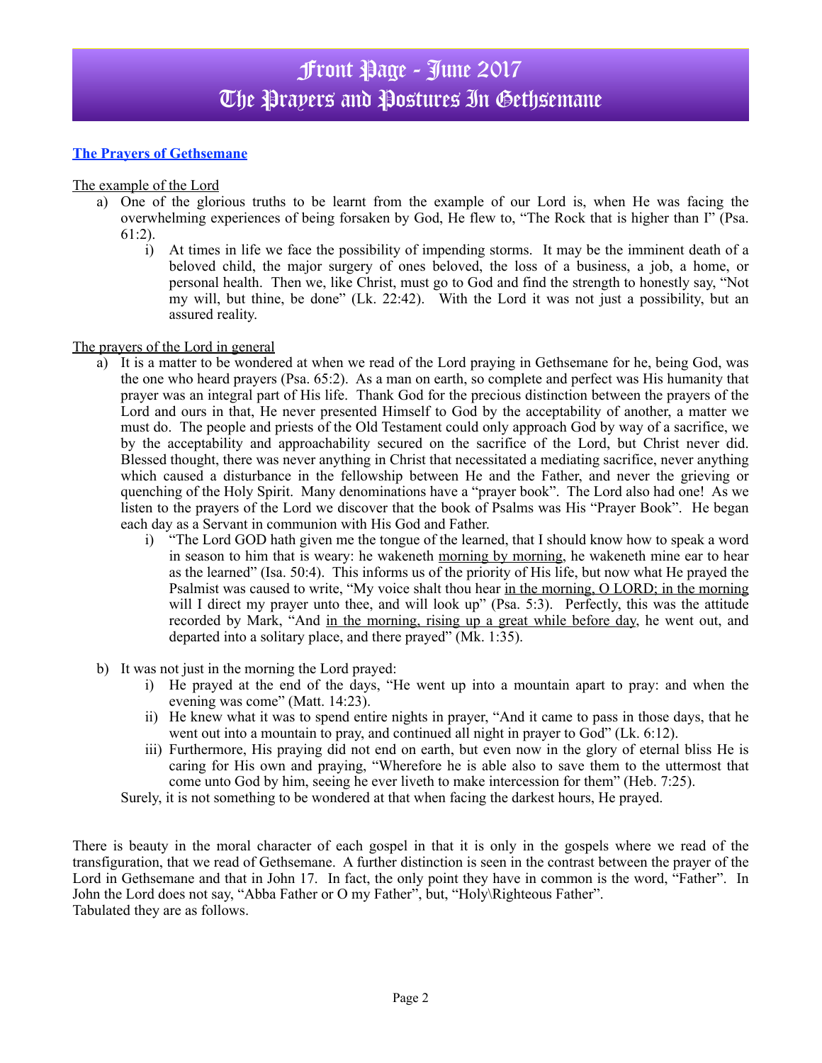# Front Page - June 2017
# The Prayers and Postures In Gethsemane

## **The Prayers of Gethsemane**

The example of the Lord

a) One of the glorious truths to be learnt from the example of our Lord is, when He was facing the overwhelming experiences of being forsaken by God, He flew to, "The Rock that is higher than I" (Psa. 61:2).
   i) At times in life we face the possibility of impending storms. It may be the imminent death of a beloved child, the major surgery of ones beloved, the loss of a business, a job, a home, or personal health. Then we, like Christ, must go to God and find the strength to honestly say, "Not my will, but thine, be done" (Lk. 22:42). With the Lord it was not just a possibility, but an assured reality.

The prayers of the Lord in general

a) It is a matter to be wondered at when we read of the Lord praying in Gethsemane for he, being God, was the one who heard prayers (Psa. 65:2). As a man on earth, so complete and perfect was His humanity that prayer was an integral part of His life. Thank God for the precious distinction between the prayers of the Lord and ours in that, He never presented Himself to God by the acceptability of another, a matter we must do. The people and priests of the Old Testament could only approach God by way of a sacrifice, we by the acceptability and approachability secured on the sacrifice of the Lord, but Christ never did. Blessed thought, there was never anything in Christ that necessitated a mediating sacrifice, never anything which caused a disturbance in the fellowship between He and the Father, and never the grieving or quenching of the Holy Spirit. Many denominations have a "prayer book". The Lord also had one! As we listen to the prayers of the Lord we discover that the book of Psalms was His "Prayer Book". He began each day as a Servant in communion with His God and Father.
   i) "The Lord GOD hath given me the tongue of the learned, that I should know how to speak a word in season to him that is weary: he wakeneth <u>morning by morning</u>, he wakeneth mine ear to hear as the learned" (Isa. 50:4). This informs us of the priority of His life, but now what He prayed the Psalmist was caused to write, "My voice shalt thou hear <u>in the morning, O LORD; in the morning</u> will I direct my prayer unto thee, and will look up" (Psa. 5:3). Perfectly, this was the attitude recorded by Mark, "And <u>in the morning, rising up a great while before day</u>, he went out, and departed into a solitary place, and there prayed" (Mk. 1:35).

b) It was not just in the morning the Lord prayed:
   i) He prayed at the end of the days, "He went up into a mountain apart to pray: and when the evening was come" (Matt. 14:23).
   ii) He knew what it was to spend entire nights in prayer, "And it came to pass in those days, that he went out into a mountain to pray, and continued all night in prayer to God" (Lk. 6:12).
   iii) Furthermore, His praying did not end on earth, but even now in the glory of eternal bliss He is caring for His own and praying, "Wherefore he is able also to save them to the uttermost that come unto God by him, seeing he ever liveth to make intercession for them" (Heb. 7:25).

   Surely, it is not something to be wondered at that when facing the darkest hours, He prayed.

There is beauty in the moral character of each gospel in that it is only in the gospels where we read of the transfiguration, that we read of Gethsemane. A further distinction is seen in the contrast between the prayer of the Lord in Gethsemane and that in John 17. In fact, the only point they have in common is the word, "Father". In John the Lord does not say, "Abba Father or O my Father", but, "Holy\Righteous Father".
Tabulated they are as follows.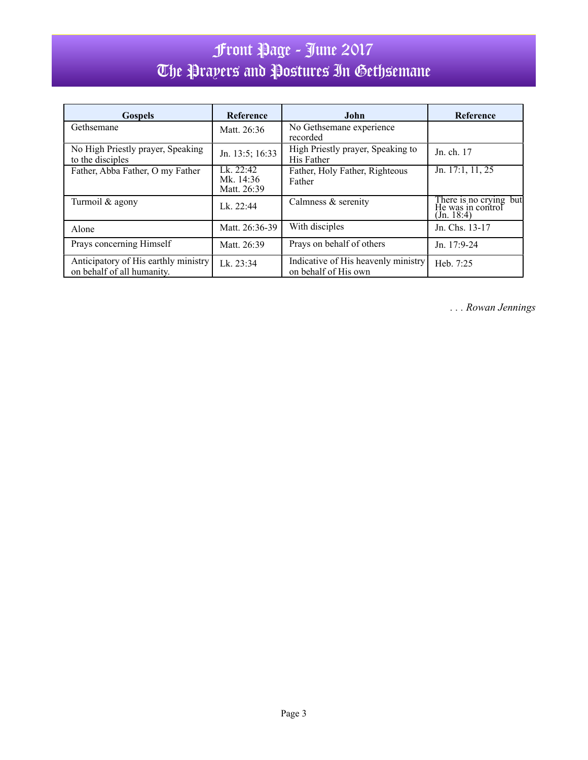# Front Page - June 2017
# The Prayers and Postures In Gethsemane

| Gospels | Reference | John | Reference |
|---|---|---|---|
| Gethsemane | Matt. 26:36 | No Gethsemane experience recorded | |
| No High Priestly prayer, Speaking to the disciples | Jn. 13:5; 16:33 | High Priestly prayer, Speaking to His Father | Jn. ch. 17 |
| Father, Abba Father, O my Father | Lk. 22:42 Mk. 14:36 Matt. 26:39 | Father, Holy Father, Righteous Father | Jn. 17:1, 11, 25 |
| Turmoil & agony | Lk. 22:44 | Calmness & serenity | There is no crying but He was in control (Jn. 18:4) |
| Alone | Matt. 26:36-39 | With disciples | Jn. Chs. 13-17 |
| Prays concerning Himself | Matt. 26:39 | Prays on behalf of others | Jn. 17:9-24 |
| Anticipatory of His earthly ministry on behalf of all humanity. | Lk. 23:34 | Indicative of His heavenly ministry on behalf of His own | Heb. 7:25 |

*. . . Rowan Jennings*